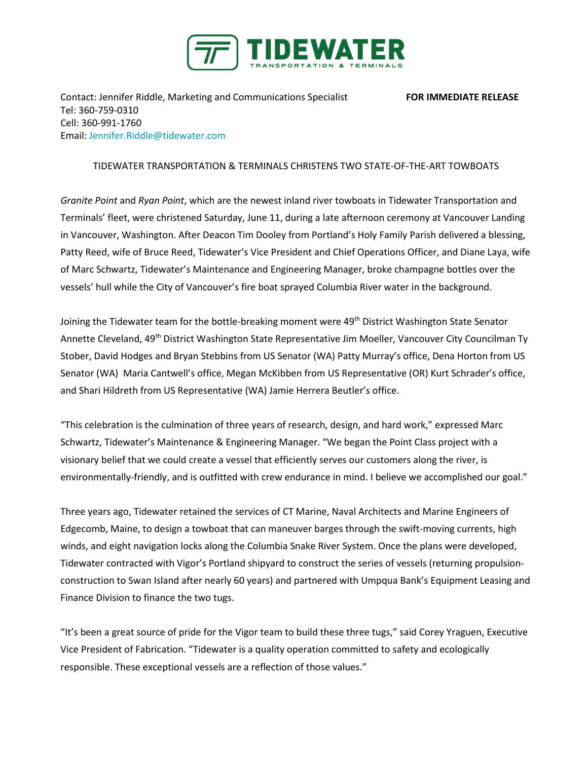# TIDEWATER
TRANSPORTATION & TERMINALS

Contact: Jennifer Riddle, Marketing and Communications Specialist **FOR IMMEDIATE RELEASE**
Tel: 360-759-0310
Cell: 360-991-1760
Email: Jennifer.Riddle@tidewater.com

## TIDEWATER TRANSPORTATION & TERMINALS CHRISTENS TWO STATE-OF-THE-ART TOWBOATS

*Granite Point* and *Ryan Point*, which are the newest inland river towboats in Tidewater Transportation and Terminals' fleet, were christened Saturday, June 11, during a late afternoon ceremony at Vancouver Landing in Vancouver, Washington. After Deacon Tim Dooley from Portland's Holy Family Parish delivered a blessing, Patty Reed, wife of Bruce Reed, Tidewater's Vice President and Chief Operations Officer, and Diane Laya, wife of Marc Schwartz, Tidewater's Maintenance and Engineering Manager, broke champagne bottles over the vessels' hull while the City of Vancouver's fire boat sprayed Columbia River water in the background.

Joining the Tidewater team for the bottle-breaking moment were 49th District Washington State Senator Annette Cleveland, 49th District Washington State Representative Jim Moeller, Vancouver City Councilman Ty Stober, David Hodges and Bryan Stebbins from US Senator (WA) Patty Murray's office, Dena Horton from US Senator (WA) Maria Cantwell's office, Megan McKibben from US Representative (OR) Kurt Schrader's office, and Shari Hildreth from US Representative (WA) Jamie Herrera Beutler's office.

"This celebration is the culmination of three years of research, design, and hard work," expressed Marc Schwartz, Tidewater's Maintenance & Engineering Manager. "We began the Point Class project with a visionary belief that we could create a vessel that efficiently serves our customers along the river, is environmentally-friendly, and is outfitted with crew endurance in mind. I believe we accomplished our goal."

Three years ago, Tidewater retained the services of CT Marine, Naval Architects and Marine Engineers of Edgecomb, Maine, to design a towboat that can maneuver barges through the swift-moving currents, high winds, and eight navigation locks along the Columbia Snake River System. Once the plans were developed, Tidewater contracted with Vigor's Portland shipyard to construct the series of vessels (returning propulsion-construction to Swan Island after nearly 60 years) and partnered with Umpqua Bank's Equipment Leasing and Finance Division to finance the two tugs.

"It's been a great source of pride for the Vigor team to build these three tugs," said Corey Yraguen, Executive Vice President of Fabrication. "Tidewater is a quality operation committed to safety and ecologically responsible. These exceptional vessels are a reflection of those values."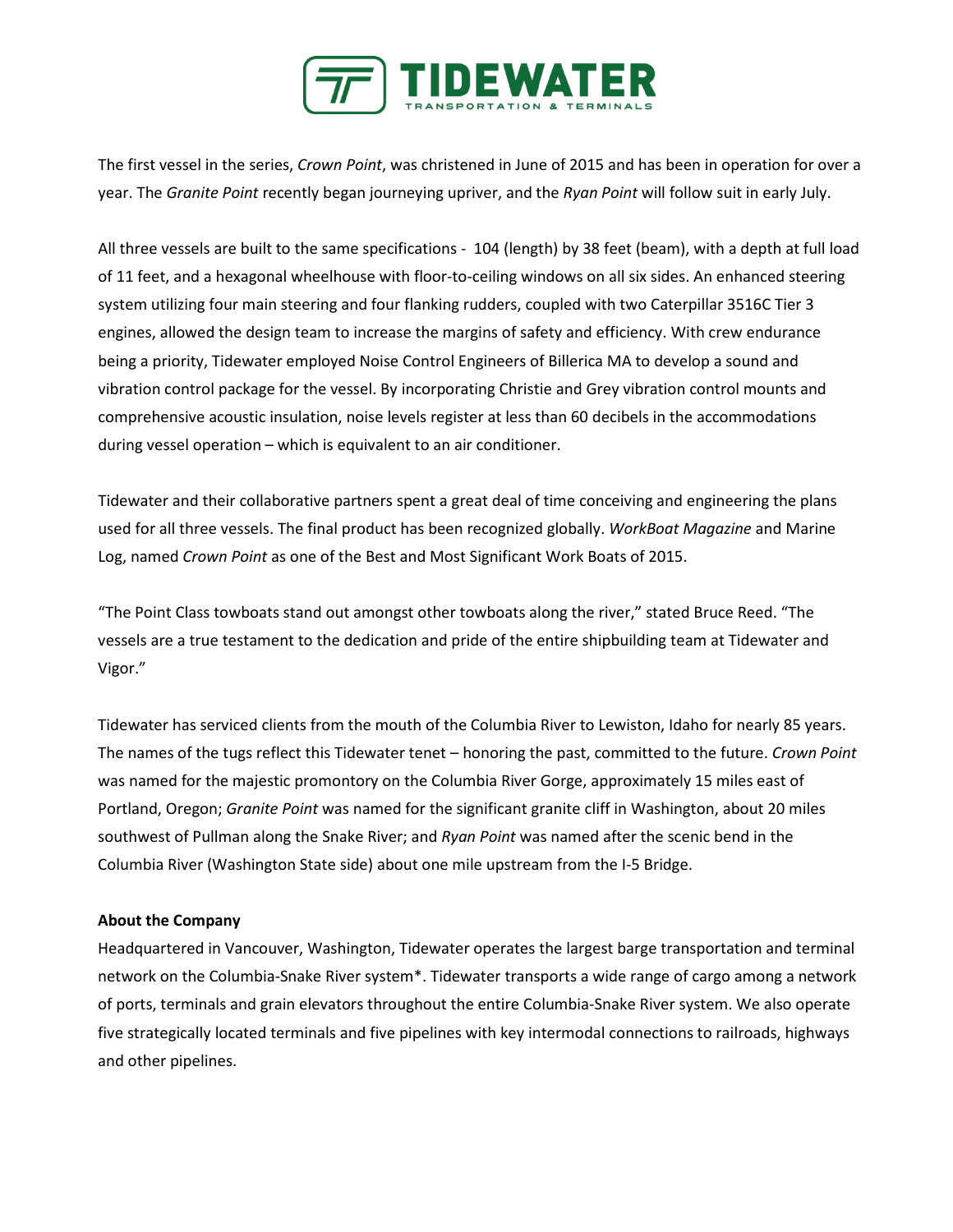The first vessel in the series, *Crown Point*, was christened in June of 2015 and has been in operation for over a year. The *Granite Point* recently began journeying upriver, and the *Ryan Point* will follow suit in early July.

All three vessels are built to the same specifications - 104 (length) by 38 feet (beam), with a depth at full load of 11 feet, and a hexagonal wheelhouse with floor-to-ceiling windows on all six sides. An enhanced steering system utilizing four main steering and four flanking rudders, coupled with two Caterpillar 3516C Tier 3 engines, allowed the design team to increase the margins of safety and efficiency. With crew endurance being a priority, Tidewater employed Noise Control Engineers of Billerica MA to develop a sound and vibration control package for the vessel. By incorporating Christie and Grey vibration control mounts and comprehensive acoustic insulation, noise levels register at less than 60 decibels in the accommodations during vessel operation – which is equivalent to an air conditioner.

Tidewater and their collaborative partners spent a great deal of time conceiving and engineering the plans used for all three vessels. The final product has been recognized globally. *WorkBoat Magazine* and Marine Log, named *Crown Point* as one of the Best and Most Significant Work Boats of 2015.

"The Point Class towboats stand out amongst other towboats along the river," stated Bruce Reed. "The vessels are a true testament to the dedication and pride of the entire shipbuilding team at Tidewater and Vigor."

Tidewater has serviced clients from the mouth of the Columbia River to Lewiston, Idaho for nearly 85 years. The names of the tugs reflect this Tidewater tenet – honoring the past, committed to the future. *Crown Point* was named for the majestic promontory on the Columbia River Gorge, approximately 15 miles east of Portland, Oregon; *Granite Point* was named for the significant granite cliff in Washington, about 20 miles southwest of Pullman along the Snake River; and *Ryan Point* was named after the scenic bend in the Columbia River (Washington State side) about one mile upstream from the I-5 Bridge.

**About the Company**

Headquartered in Vancouver, Washington, Tidewater operates the largest barge transportation and terminal network on the Columbia-Snake River system*. Tidewater transports a wide range of cargo among a network of ports, terminals and grain elevators throughout the entire Columbia-Snake River system. We also operate five strategically located terminals and five pipelines with key intermodal connections to railroads, highways and other pipelines.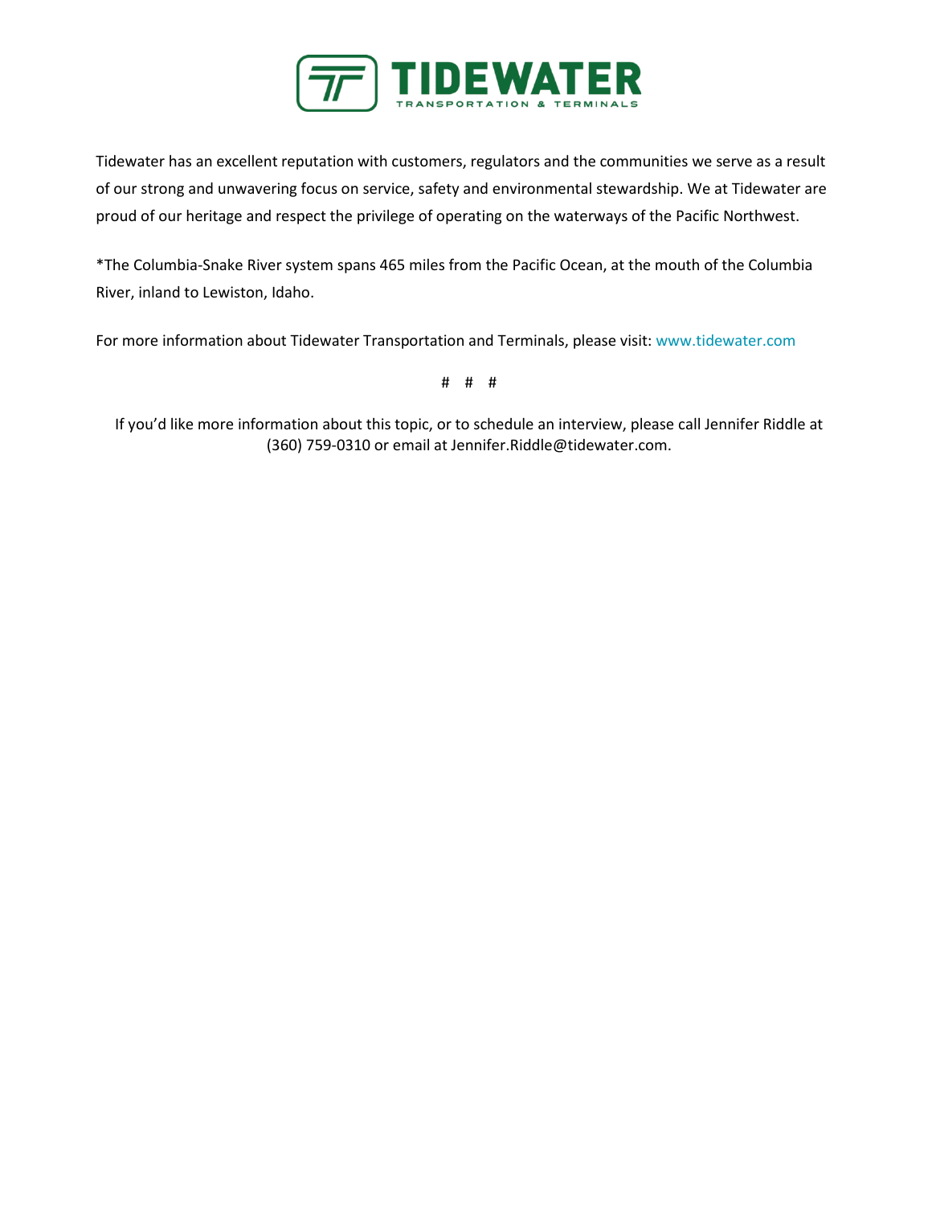TIDEWATER
TRANSPORTATION & TERMINALS

Tidewater has an excellent reputation with customers, regulators and the communities we serve as a result of our strong and unwavering focus on service, safety and environmental stewardship. We at Tidewater are proud of our heritage and respect the privilege of operating on the waterways of the Pacific Northwest.

*The Columbia-Snake River system spans 465 miles from the Pacific Ocean, at the mouth of the Columbia River, inland to Lewiston, Idaho.

For more information about Tidewater Transportation and Terminals, please visit: www.tidewater.com

# # #

If you'd like more information about this topic, or to schedule an interview, please call Jennifer Riddle at (360) 759-0310 or email at Jennifer.Riddle@tidewater.com.